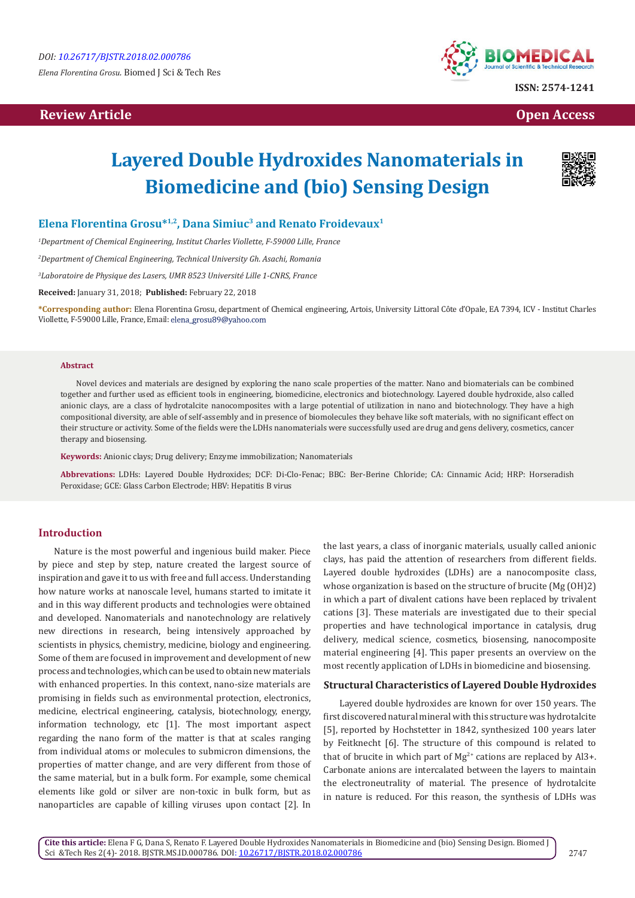DOI: 10.26717/BJSTR.2018.02.000786

*Elena Florentina Grosu.* Biomed J Sci & Tech Res

ISSN: 2574-1241

**Review Article** **Open Access**

# Layered Double Hydroxides Nanomaterials in Biomedicine and (bio) Sensing Design

**Elena Florentina Grosu*[1,2], Dana Simiuc[3] and Renato Froidevaux[1]**

[1]*Department of Chemical Engineering, Institut Charles Viollette, F-59000 Lille, France*

[2]*Department of Chemical Engineering, Technical University Gh. Asachi, Romania*

[3]*Laboratoire de Physique des Lasers, UMR 8523 Université Lille 1-CNRS, France*

**Received:** January 31, 2018; **Published:** February 22, 2018

**\*Corresponding author:** Elena Florentina Grosu, department of Chemical engineering, Artois, University Littoral Côte d'Opale, EA 7394, ICV - Institut Charles Viollette, F-59000 Lille, France, Email: elena_grosu89@yahoo.com

**Abstract**

Novel devices and materials are designed by exploring the nano scale properties of the matter. Nano and biomaterials can be combined together and further used as efficient tools in engineering, biomedicine, electronics and biotechnology. Layered double hydroxide, also called anionic clays, are a class of hydrotalcite nanocomposites with a large potential of utilization in nano and biotechnology. They have a high compositional diversity, are able of self-assembly and in presence of biomolecules they behave like soft materials, with no significant effect on their structure or activity. Some of the fields were the LDHs nanomaterials were successfully used are drug and gens delivery, cosmetics, cancer therapy and biosensing.

**Keywords:** Anionic clays; Drug delivery; Enzyme immobilization; Nanomaterials

**Abbrevations:** LDHs: Layered Double Hydroxides; DCF: Di-Clo-Fenac; BBC: Ber-Berine Chloride; CA: Cinnamic Acid; HRP: Horseradish Peroxidase; GCE: Glass Carbon Electrode; HBV: Hepatitis B virus

## Introduction

Nature is the most powerful and ingenious build maker. Piece by piece and step by step, nature created the largest source of inspiration and gave it to us with free and full access. Understanding how nature works at nanoscale level, humans started to imitate it and in this way different products and technologies were obtained and developed. Nanomaterials and nanotechnology are relatively new directions in research, being intensively approached by scientists in physics, chemistry, medicine, biology and engineering. Some of them are focused in improvement and development of new process and technologies, which can be used to obtain new materials with enhanced properties. In this context, nano-size materials are promising in fields such as environmental protection, electronics, medicine, electrical engineering, catalysis, biotechnology, energy, information technology, etc [1]. The most important aspect regarding the nano form of the matter is that at scales ranging from individual atoms or molecules to submicron dimensions, the properties of matter change, and are very different from those of the same material, but in a bulk form. For example, some chemical elements like gold or silver are non-toxic in bulk form, but as nanoparticles are capable of killing viruses upon contact [2]. In the last years, a class of inorganic materials, usually called anionic clays, has paid the attention of researchers from different fields. Layered double hydroxides (LDHs) are a nanocomposite class, whose organization is based on the structure of brucite ($Mg(OH)_2$) in which a part of divalent cations have been replaced by trivalent cations [3]. These materials are investigated due to their special properties and have technological importance in catalysis, drug delivery, medical science, cosmetics, biosensing, nanocomposite material engineering [4]. This paper presents an overview on the most recently application of LDHs in biomedicine and biosensing.

## Structural Characteristics of Layered Double Hydroxides

Layered double hydroxides are known for over 150 years. The first discovered natural mineral with this structure was hydrotalcite [5], reported by Hochstetter in 1842, synthesized 100 years later by Feitknecht [6]. The structure of this compound is related to that of brucite in which part of $Mg^{2+}$ cations are replaced by $Al^{3+}$. Carbonate anions are intercalated between the layers to maintain the electroneutrality of material. The presence of hydrotalcite in nature is reduced. For this reason, the synthesis of LDHs was

**Cite this article:** Elena F G, Dana S, Renato F. Layered Double Hydroxides Nanomaterials in Biomedicine and (bio) Sensing Design. Biomed J Sci &Tech Res 2(4)- 2018. BJSTR.MS.ID.000786. DOI: 10.26717/BJSTR.2018.02.000786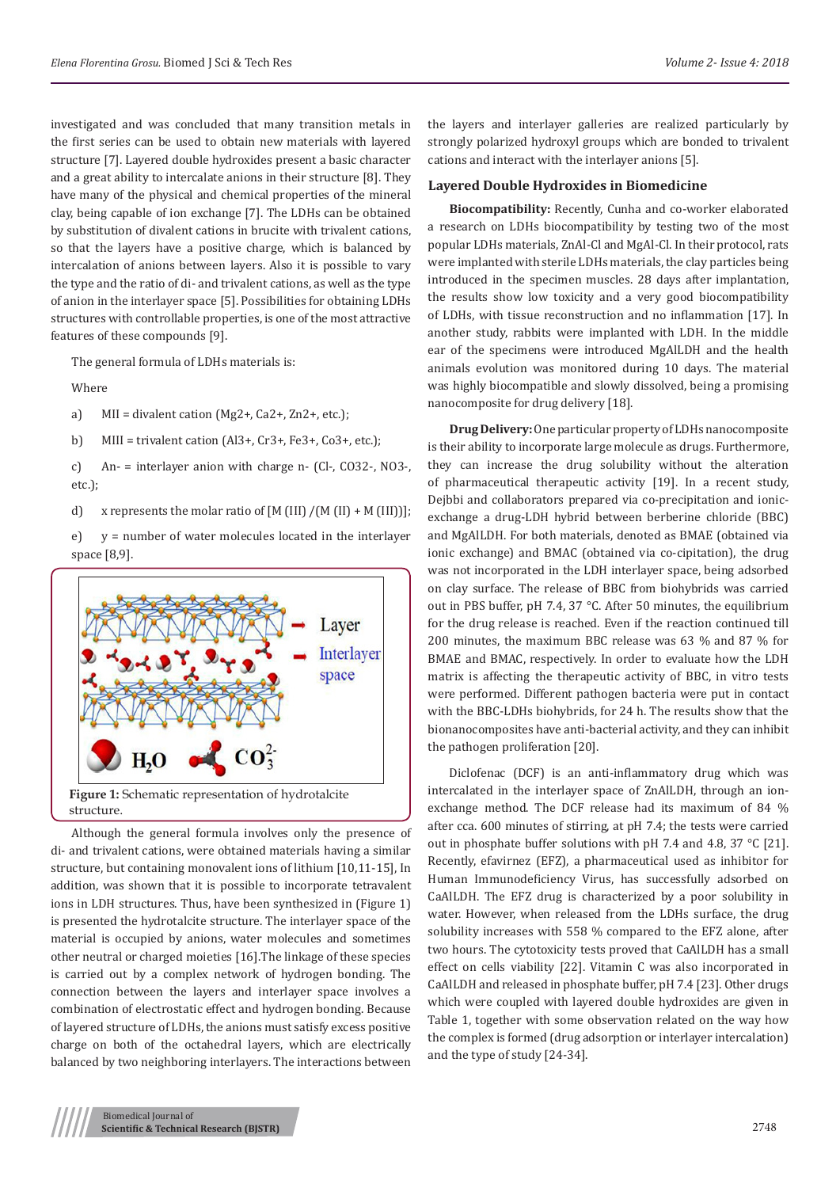investigated and was concluded that many transition metals in the first series can be used to obtain new materials with layered structure [7]. Layered double hydroxides present a basic character and a great ability to intercalate anions in their structure [8]. They have many of the physical and chemical properties of the mineral clay, being capable of ion exchange [7]. The LDHs can be obtained by substitution of divalent cations in brucite with trivalent cations, so that the layers have a positive charge, which is balanced by intercalation of anions between layers. Also it is possible to vary the type and the ratio of di- and trivalent cations, as well as the type of anion in the interlayer space [5]. Possibilities for obtaining LDHs structures with controllable properties, is one of the most attractive features of these compounds [9].

The general formula of LDHs materials is:

Where

a) MII = divalent cation ($Mg^{2+}$, $Ca^{2+}$, $Zn^{2+}$, etc.);

b) MIII = trivalent cation ($Al^{3+}$, $Cr^{3+}$, $Fe^{3+}$, $Co^{3+}$, etc.);

c) An- = interlayer anion with charge n- ($Cl^-$, $CO_3^{2-}$, $NO_3^-$, etc.);

d) x represents the molar ratio of [M (III) /(M (II) + M (III))];

e) y = number of water molecules located in the interlayer space [8,9].

**Figure 1:** Schematic representation of hydrotalcite structure.

Although the general formula involves only the presence of di- and trivalent cations, were obtained materials having a similar structure, but containing monovalent ions of lithium [10,11-15], In addition, was shown that it is possible to incorporate tetravalent ions in LDH structures. Thus, have been synthesized in (Figure 1) is presented the hydrotalcite structure. The interlayer space of the material is occupied by anions, water molecules and sometimes other neutral or charged moieties [16].The linkage of these species is carried out by a complex network of hydrogen bonding. The connection between the layers and interlayer space involves a combination of electrostatic effect and hydrogen bonding. Because of layered structure of LDHs, the anions must satisfy excess positive charge on both of the octahedral layers, which are electrically balanced by two neighboring interlayers. The interactions between the layers and interlayer galleries are realized particularly by strongly polarized hydroxyl groups which are bonded to trivalent cations and interact with the interlayer anions [5].

## Layered Double Hydroxides in Biomedicine

**Biocompatibility:** Recently, Cunha and co-worker elaborated a research on LDHs biocompatibility by testing two of the most popular LDHs materials, ZnAl-Cl and MgAl-Cl. In their protocol, rats were implanted with sterile LDHs materials, the clay particles being introduced in the specimen muscles. 28 days after implantation, the results show low toxicity and a very good biocompatibility of LDHs, with tissue reconstruction and no inflammation [17]. In another study, rabbits were implanted with LDH. In the middle ear of the specimens were introduced MgAlLDH and the health animals evolution was monitored during 10 days. The material was highly biocompatible and slowly dissolved, being a promising nanocomposite for drug delivery [18].

**Drug Delivery:** One particular property of LDHs nanocomposite is their ability to incorporate large molecule as drugs. Furthermore, they can increase the drug solubility without the alteration of pharmaceutical therapeutic activity [19]. In a recent study, Dejbbi and collaborators prepared via co-precipitation and ionic-exchange a drug-LDH hybrid between berberine chloride (BBC) and MgAlLDH. For both materials, denoted as BMAE (obtained via ionic exchange) and BMAC (obtained via co-cipitation), the drug was not incorporated in the LDH interlayer space, being adsorbed on clay surface. The release of BBC from biohybrids was carried out in PBS buffer, pH 7.4, 37 °C. After 50 minutes, the equilibrium for the drug release is reached. Even if the reaction continued till 200 minutes, the maximum BBC release was 63 % and 87 % for BMAE and BMAC, respectively. In order to evaluate how the LDH matrix is affecting the therapeutic activity of BBC, in vitro tests were performed. Different pathogen bacteria were put in contact with the BBC-LDHs biohybrids, for 24 h. The results show that the bionanocomposites have anti-bacterial activity, and they can inhibit the pathogen proliferation [20].

Diclofenac (DCF) is an anti-inflammatory drug which was intercalated in the interlayer space of ZnAlLDH, through an ion-exchange method. The DCF release had its maximum of 84 % after cca. 600 minutes of stirring, at pH 7.4; the tests were carried out in phosphate buffer solutions with pH 7.4 and 4.8, 37 °C [21]. Recently, efavirnez (EFZ), a pharmaceutical used as inhibitor for Human Immunodeficiency Virus, has successfully adsorbed on CaAlLDH. The EFZ drug is characterized by a poor solubility in water. However, when released from the LDHs surface, the drug solubility increases with 558 % compared to the EFZ alone, after two hours. The cytotoxicity tests proved that CaAlLDH has a small effect on cells viability [22]. Vitamin C was also incorporated in CaAlLDH and released in phosphate buffer, pH 7.4 [23]. Other drugs which were coupled with layered double hydroxides are given in Table 1, together with some observation related on the way how the complex is formed (drug adsorption or interlayer intercalation) and the type of study [24-34].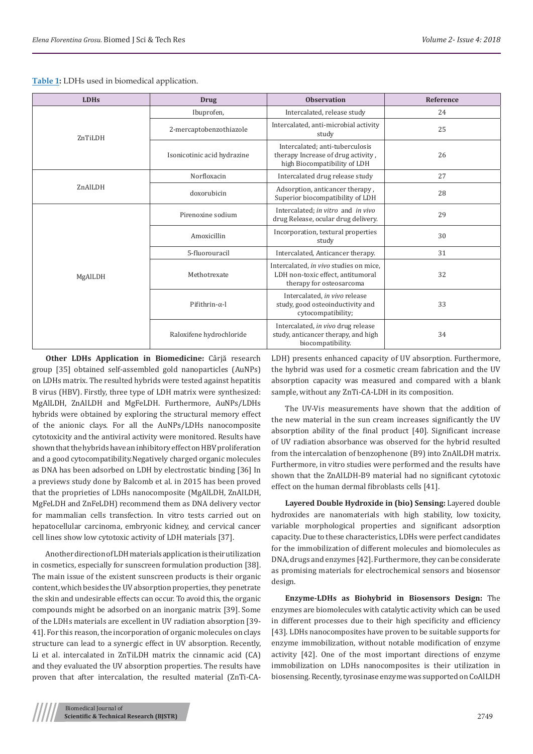**Table 1:** LDHs used in biomedical application.

| LDHs | Drug | Observation | Reference |
|---|---|---|---|
| ZnTiLDH | Ibuprofen, | Intercalated, release study | 24 |
| | 2-mercaptobenzothiazole | Intercalated, anti-microbial activity study | 25 |
| | Isonicotinic acid hydrazine | Intercalated; anti-tuberculosis therapy Increase of drug activity , high Biocompatibility of LDH | 26 |
| ZnAlLDH | Norfloxacin | Intercalated drug release study | 27 |
| | doxorubicin | Adsorption, anticancer therapy , Superior biocompatibility of LDH | 28 |
| MgAlLDH | Pirenoxine sodium | Intercalated; *in vitro* and *in vivo* drug Release, ocular drug delivery. | 29 |
| | Amoxicillin | Incorporation, textural properties study | 30 |
| | 5-fluorouracil | Intercalated, Anticancer therapy. | 31 |
| | Methotrexate | Intercalated, *in vivo* studies on mice, LDH non-toxic effect, antitumoral therapy for osteosarcoma | 32 |
| | Pifithrin-α-l | Intercalated, *in vivo* release study, good osteoinductivity and cytocompatibility; | 33 |
| | Raloxifene hydrochloride | Intercalated, *in vivo* drug release study, anticancer therapy, and high biocompatibility. | 34 |

**Other LDHs Application in Biomedicine:** Cârjă research group [35] obtained self-assembled gold nanoparticles (AuNPs) on LDHs matrix. The resulted hybrids were tested against hepatitis B virus (HBV). Firstly, three type of LDH matrix were synthesized: MgAlLDH, ZnAlLDH and MgFeLDH. Furthermore, AuNPs/LDHs hybrids were obtained by exploring the structural memory effect of the anionic clays. For all the AuNPs/LDHs nanocomposite cytotoxicity and the antiviral activity were monitored. Results have shown that the hybrids have an inhibitory effect on HBV proliferation and a good cytocompatibility.Negatively charged organic molecules as DNA has been adsorbed on LDH by electrostatic binding [36] In a previews study done by Balcomb et al. in 2015 has been proved that the proprieties of LDHs nanocomposite (MgAlLDH, ZnAlLDH, MgFeLDH and ZnFeLDH) recommend them as DNA delivery vector for mammalian cells transfection. In vitro tests carried out on hepatocellular carcinoma, embryonic kidney, and cervical cancer cell lines show low cytotoxic activity of LDH materials [37].

Another direction of LDH materials application is their utilization in cosmetics, especially for sunscreen formulation production [38]. The main issue of the existent sunscreen products is their organic content, which besides the UV absorption properties, they penetrate the skin and undesirable effects can occur. To avoid this, the organic compounds might be adsorbed on an inorganic matrix [39]. Some of the LDHs materials are excellent in UV radiation absorption [39-41]. For this reason, the incorporation of organic molecules on clays structure can lead to a synergic effect in UV absorption. Recently, Li et al. intercalated in ZnTiLDH matrix the cinnamic acid (CA) and they evaluated the UV absorption properties. The results have proven that after intercalation, the resulted material (ZnTi-CA-LDH) presents enhanced capacity of UV absorption. Furthermore, the hybrid was used for a cosmetic cream fabrication and the UV absorption capacity was measured and compared with a blank sample, without any ZnTi-CA-LDH in its composition.

The UV-Vis measurements have shown that the addition of the new material in the sun cream increases significantly the UV absorption ability of the final product [40]. Significant increase of UV radiation absorbance was observed for the hybrid resulted from the intercalation of benzophenone (B9) into ZnAlLDH matrix. Furthermore, in vitro studies were performed and the results have shown that the ZnAlLDH-B9 material had no significant cytotoxic effect on the human dermal fibroblasts cells [41].

**Layered Double Hydroxide in (bio) Sensing:** Layered double hydroxides are nanomaterials with high stability, low toxicity, variable morphological properties and significant adsorption capacity. Due to these characteristics, LDHs were perfect candidates for the immobilization of different molecules and biomolecules as DNA, drugs and enzymes [42]. Furthermore, they can be considerate as promising materials for electrochemical sensors and biosensor design.

**Enzyme-LDHs as Biohybrid in Biosensors Design:** The enzymes are biomolecules with catalytic activity which can be used in different processes due to their high specificity and efficiency [43]. LDHs nanocomposites have proven to be suitable supports for enzyme immobilization, without notable modification of enzyme activity [42]. One of the most important directions of enzyme immobilization on LDHs nanocomposites is their utilization in biosensing. Recently, tyrosinase enzyme was supported on CoAlLDH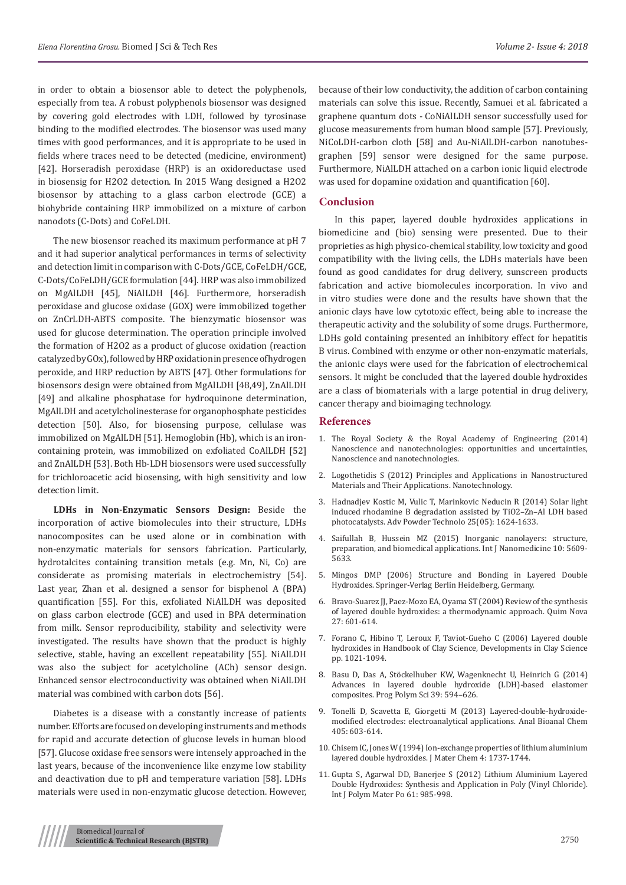in order to obtain a biosensor able to detect the polyphenols, especially from tea. A robust polyphenols biosensor was designed by covering gold electrodes with LDH, followed by tyrosinase binding to the modified electrodes. The biosensor was used many times with good performances, and it is appropriate to be used in fields where traces need to be detected (medicine, environment) [42]. Horseradish peroxidase (HRP) is an oxidoreductase used in biosensig for H2O2 detection. In 2015 Wang designed a H2O2 biosensor by attaching to a glass carbon electrode (GCE) a biohybride containing HRP immobilized on a mixture of carbon nanodots (C-Dots) and CoFeLDH.

The new biosensor reached its maximum performance at pH 7 and it had superior analytical performances in terms of selectivity and detection limit in comparison with C-Dots/GCE, CoFeLDH/GCE, C-Dots/CoFeLDH/GCE formulation [44]. HRP was also immobilized on MgAlLDH [45], NiAlLDH [46]. Furthermore, horseradish peroxidase and glucose oxidase (GOX) were immobilized together on ZnCrLDH-ABTS composite. The bienzymatic biosensor was used for glucose determination. The operation principle involved the formation of H2O2 as a product of glucose oxidation (reaction catalyzed by GOx), followed by HRP oxidation in presence of hydrogen peroxide, and HRP reduction by ABTS [47]. Other formulations for biosensors design were obtained from MgAlLDH [48,49], ZnAlLDH [49] and alkaline phosphatase for hydroquinone determination, MgAlLDH and acetylcholinesterase for organophosphate pesticides detection [50]. Also, for biosensing purpose, cellulase was immobilized on MgAlLDH [51]. Hemoglobin (Hb), which is an iron-containing protein, was immobilized on exfoliated CoAlLDH [52] and ZnAlLDH [53]. Both Hb-LDH biosensors were used successfully for trichloroacetic acid biosensing, with high sensitivity and low detection limit.

**LDHs in Non-Enzymatic Sensors Design:** Beside the incorporation of active biomolecules into their structure, LDHs nanocomposites can be used alone or in combination with non-enzymatic materials for sensors fabrication. Particularly, hydrotalcites containing transition metals (e.g. Mn, Ni, Co) are considerate as promising materials in electrochemistry [54]. Last year, Zhan et al. designed a sensor for bisphenol A (BPA) quantification [55]. For this, exfoliated NiAlLDH was deposited on glass carbon electrode (GCE) and used in BPA determination from milk. Sensor reproducibility, stability and selectivity were investigated. The results have shown that the product is highly selective, stable, having an excellent repeatability [55]. NiAlLDH was also the subject for acetylcholine (ACh) sensor design. Enhanced sensor electroconductivity was obtained when NiAlLDH material was combined with carbon dots [56].

Diabetes is a disease with a constantly increase of patients number. Efforts are focused on developing instruments and methods for rapid and accurate detection of glucose levels in human blood [57]. Glucose oxidase free sensors were intensely approached in the last years, because of the inconvenience like enzyme low stability and deactivation due to pH and temperature variation [58]. LDHs materials were used in non-enzymatic glucose detection. However, because of their low conductivity, the addition of carbon containing materials can solve this issue. Recently, Samuei et al. fabricated a graphene quantum dots - CoNiAlLDH sensor successfully used for glucose measurements from human blood sample [57]. Previously, NiCoLDH-carbon cloth [58] and Au-NiAlLDH-carbon nanotubes-graphen [59] sensor were designed for the same purpose. Furthermore, NiAlLDH attached on a carbon ionic liquid electrode was used for dopamine oxidation and quantification [60].

## Conclusion

In this paper, layered double hydroxides applications in biomedicine and (bio) sensing were presented. Due to their proprieties as high physico-chemical stability, low toxicity and good compatibility with the living cells, the LDHs materials have been found as good candidates for drug delivery, sunscreen products fabrication and active biomolecules incorporation. In vivo and in vitro studies were done and the results have shown that the anionic clays have low cytotoxic effect, being able to increase the therapeutic activity and the solubility of some drugs. Furthermore, LDHs gold containing presented an inhibitory effect for hepatitis B virus. Combined with enzyme or other non-enzymatic materials, the anionic clays were used for the fabrication of electrochemical sensors. It might be concluded that the layered double hydroxides are a class of biomaterials with a large potential in drug delivery, cancer therapy and bioimaging technology.

## References

1. The Royal Society & the Royal Academy of Engineering (2014) Nanoscience and nanotechnologies: opportunities and uncertainties, Nanoscience and nanotechnologies.
2. Logothetidis S (2012) Principles and Applications in Nanostructured Materials and Their Applications. Nanotechnology.
3. Hadnadjev Kostic M, Vulic T, Marinkovic Neducin R (2014) Solar light induced rhodamine B degradation assisted by TiO2–Zn–Al LDH based photocatalysts. Adv Powder Technolo 25(05): 1624-1633.
4. Saifullah B, Hussein MZ (2015) Inorganic nanolayers: structure, preparation, and biomedical applications. Int J Nanomedicine 10: 5609-5633.
5. Mingos DMP (2006) Structure and Bonding in Layered Double Hydroxides. Springer-Verlag Berlin Heidelberg, Germany.
6. Bravo-Suarez JJ, Paez-Mozo EA, Oyama ST (2004) Review of the synthesis of layered double hydroxides: a thermodynamic approach. Quim Nova 27: 601-614.
7. Forano C, Hibino T, Leroux F, Taviot-Gueho C (2006) Layered double hydroxides in Handbook of Clay Science, Developments in Clay Science pp. 1021-1094.
8. Basu D, Das A, Stöckelhuber KW, Wagenknecht U, Heinrich G (2014) Advances in layered double hydroxide (LDH)-based elastomer composites. Prog Polym Sci 39: 594–626.
9. Tonelli D, Scavetta E, Giorgetti M (2013) Layered-double-hydroxide-modified electrodes: electroanalytical applications. Anal Bioanal Chem 405: 603-614.
10. Chisem IC, Jones W (1994) Ion-exchange properties of lithium aluminium layered double hydroxides. J Mater Chem 4: 1737-1744.
11. Gupta S, Agarwal DD, Banerjee S (2012) Lithium Aluminium Layered Double Hydroxides: Synthesis and Application in Poly (Vinyl Chloride). Int J Polym Mater Po 61: 985-998.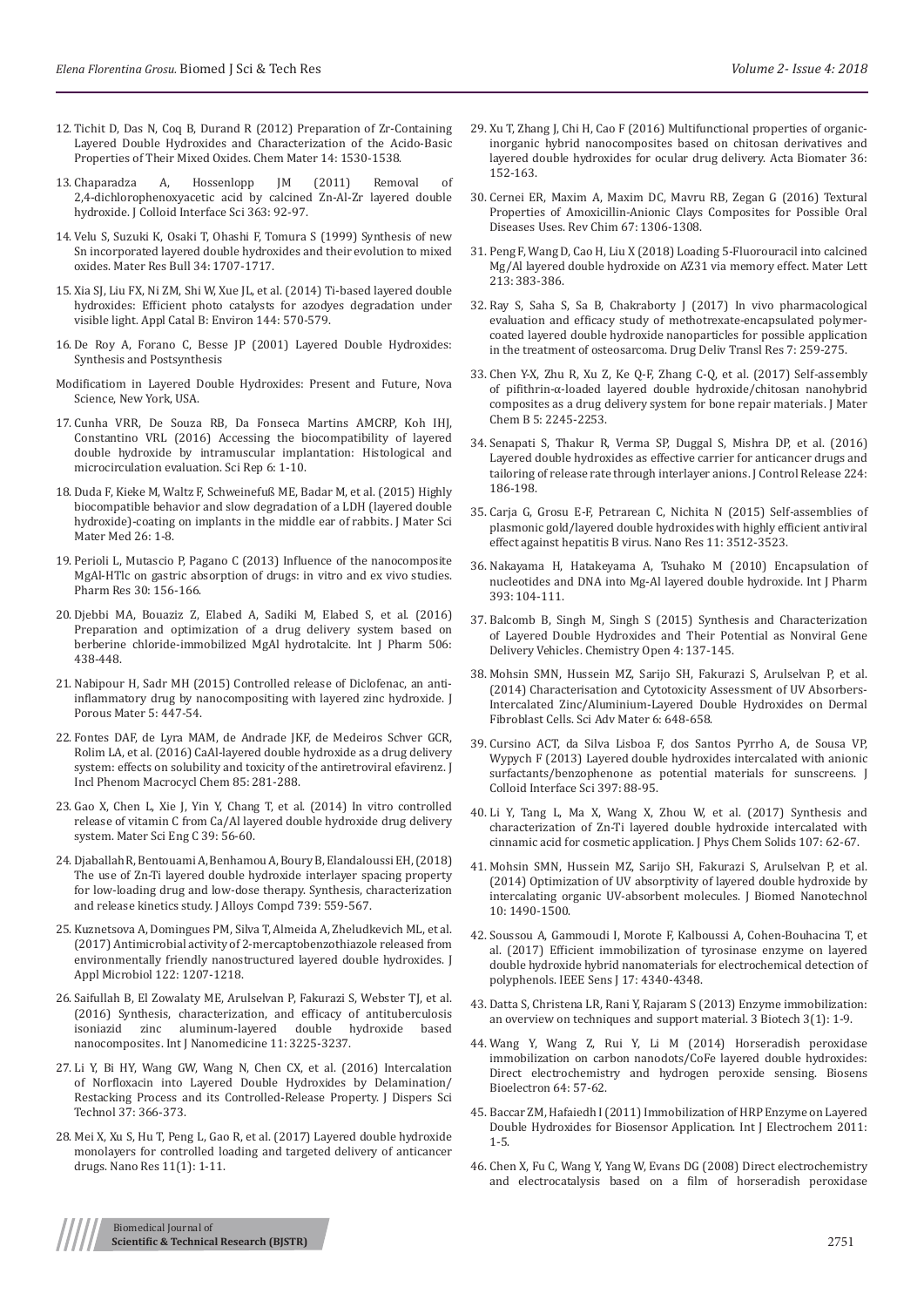12. Tichit D, Das N, Coq B, Durand R (2012) Preparation of Zr-Containing Layered Double Hydroxides and Characterization of the Acido-Basic Properties of Their Mixed Oxides. Chem Mater 14: 1530-1538.

13. Chaparadza A, Hossenlopp JM (2011) Removal of 2,4-dichlorophenoxyacetic acid by calcined Zn-Al-Zr layered double hydroxide. J Colloid Interface Sci 363: 92-97.

14. Velu S, Suzuki K, Osaki T, Ohashi F, Tomura S (1999) Synthesis of new Sn incorporated layered double hydroxides and their evolution to mixed oxides. Mater Res Bull 34: 1707-1717.

15. Xia SJ, Liu FX, Ni ZM, Shi W, Xue JL, et al. (2014) Ti-based layered double hydroxides: Efficient photo catalysts for azodyes degradation under visible light. Appl Catal B: Environ 144: 570-579.

16. De Roy A, Forano C, Besse JP (2001) Layered Double Hydroxides: Synthesis and Postsynthesis

Modificatiom in Layered Double Hydroxides: Present and Future, Nova Science, New York, USA.

17. Cunha VRR, De Souza RB, Da Fonseca Martins AMCRP, Koh IHJ, Constantino VRL (2016) Accessing the biocompatibility of layered double hydroxide by intramuscular implantation: Histological and microcirculation evaluation. Sci Rep 6: 1-10.

18. Duda F, Kieke M, Waltz F, Schweinefuß ME, Badar M, et al. (2015) Highly biocompatible behavior and slow degradation of a LDH (layered double hydroxide)-coating on implants in the middle ear of rabbits. J Mater Sci Mater Med 26: 1-8.

19. Perioli L, Mutascio P, Pagano C (2013) Influence of the nanocomposite MgAl-HTlc on gastric absorption of drugs: in vitro and ex vivo studies. Pharm Res 30: 156-166.

20. Djebbi MA, Bouaziz Z, Elabed A, Sadiki M, Elabed S, et al. (2016) Preparation and optimization of a drug delivery system based on berberine chloride-immobilized MgAl hydrotalcite. Int J Pharm 506: 438-448.

21. Nabipour H, Sadr MH (2015) Controlled release of Diclofenac, an anti-inflammatory drug by nanocompositing with layered zinc hydroxide. J Porous Mater 5: 447-54.

22. Fontes DAF, de Lyra MAM, de Andrade JKF, de Medeiros Schver GCR, Rolim LA, et al. (2016) CaAl-layered double hydroxide as a drug delivery system: effects on solubility and toxicity of the antiretroviral efavirenz. J Incl Phenom Macrocycl Chem 85: 281-288.

23. Gao X, Chen L, Xie J, Yin Y, Chang T, et al. (2014) In vitro controlled release of vitamin C from Ca/Al layered double hydroxide drug delivery system. Mater Sci Eng C 39: 56-60.

24. Djaballah R, Bentouami A, Benhamou A, Boury B, Elandaloussi EH, (2018) The use of Zn-Ti layered double hydroxide interlayer spacing property for low-loading drug and low-dose therapy. Synthesis, characterization and release kinetics study. J Alloys Compd 739: 559-567.

25. Kuznetsova A, Domingues PM, Silva T, Almeida A, Zheludkevich ML, et al. (2017) Antimicrobial activity of 2-mercaptobenzothiazole released from environmentally friendly nanostructured layered double hydroxides. J Appl Microbiol 122: 1207-1218.

26. Saifullah B, El Zowalaty ME, Arulselvan P, Fakurazi S, Webster TJ, et al. (2016) Synthesis, characterization, and efficacy of antituberculosis isoniazid zinc aluminum-layered double hydroxide based nanocomposites. Int J Nanomedicine 11: 3225-3237.

27. Li Y, Bi HY, Wang GW, Wang N, Chen CX, et al. (2016) Intercalation of Norfloxacin into Layered Double Hydroxides by Delamination/Restacking Process and its Controlled-Release Property. J Dispers Sci Technol 37: 366-373.

28. Mei X, Xu S, Hu T, Peng L, Gao R, et al. (2017) Layered double hydroxide monolayers for controlled loading and targeted delivery of anticancer drugs. Nano Res 11(1): 1-11.

29. Xu T, Zhang J, Chi H, Cao F (2016) Multifunctional properties of organic-inorganic hybrid nanocomposites based on chitosan derivatives and layered double hydroxides for ocular drug delivery. Acta Biomater 36: 152-163.

30. Cernei ER, Maxim A, Maxim DC, Mavru RB, Zegan G (2016) Textural Properties of Amoxicillin-Anionic Clays Composites for Possible Oral Diseases Uses. Rev Chim 67: 1306-1308.

31. Peng F, Wang D, Cao H, Liu X (2018) Loading 5-Fluorouracil into calcined Mg/Al layered double hydroxide on AZ31 via memory effect. Mater Lett 213: 383-386.

32. Ray S, Saha S, Sa B, Chakraborty J (2017) In vivo pharmacological evaluation and efficacy study of methotrexate-encapsulated polymer-coated layered double hydroxide nanoparticles for possible application in the treatment of osteosarcoma. Drug Deliv Transl Res 7: 259-275.

33. Chen Y-X, Zhu R, Xu Z, Ke Q-F, Zhang C-Q, et al. (2017) Self-assembly of pifithrin-α-loaded layered double hydroxide/chitosan nanohybrid composites as a drug delivery system for bone repair materials. J Mater Chem B 5: 2245-2253.

34. Senapati S, Thakur R, Verma SP, Duggal S, Mishra DP, et al. (2016) Layered double hydroxides as effective carrier for anticancer drugs and tailoring of release rate through interlayer anions. J Control Release 224: 186-198.

35. Carja G, Grosu E-F, Petrarean C, Nichita N (2015) Self-assemblies of plasmonic gold/layered double hydroxides with highly efficient antiviral effect against hepatitis B virus. Nano Res 11: 3512-3523.

36. Nakayama H, Hatakeyama A, Tsuhako M (2010) Encapsulation of nucleotides and DNA into Mg-Al layered double hydroxide. Int J Pharm 393: 104-111.

37. Balcomb B, Singh M, Singh S (2015) Synthesis and Characterization of Layered Double Hydroxides and Their Potential as Nonviral Gene Delivery Vehicles. Chemistry Open 4: 137-145.

38. Mohsin SMN, Hussein MZ, Sarijo SH, Fakurazi S, Arulselvan P, et al. (2014) Characterisation and Cytotoxicity Assessment of UV Absorbers-Intercalated Zinc/Aluminium-Layered Double Hydroxides on Dermal Fibroblast Cells. Sci Adv Mater 6: 648-658.

39. Cursino ACT, da Silva Lisboa F, dos Santos Pyrrho A, de Sousa VP, Wypych F (2013) Layered double hydroxides intercalated with anionic surfactants/benzophenone as potential materials for sunscreens. J Colloid Interface Sci 397: 88-95.

40. Li Y, Tang L, Ma X, Wang X, Zhou W, et al. (2017) Synthesis and characterization of Zn-Ti layered double hydroxide intercalated with cinnamic acid for cosmetic application. J Phys Chem Solids 107: 62-67.

41. Mohsin SMN, Hussein MZ, Sarijo SH, Fakurazi S, Arulselvan P, et al. (2014) Optimization of UV absorptivity of layered double hydroxide by intercalating organic UV-absorbent molecules. J Biomed Nanotechnol 10: 1490-1500.

42. Soussou A, Gammoudi I, Morote F, Kalboussi A, Cohen-Bouhacina T, et al. (2017) Efficient immobilization of tyrosinase enzyme on layered double hydroxide hybrid nanomaterials for electrochemical detection of polyphenols. IEEE Sens J 17: 4340-4348.

43. Datta S, Christena LR, Rani Y, Rajaram S (2013) Enzyme immobilization: an overview on techniques and support material. 3 Biotech 3(1): 1-9.

44. Wang Y, Wang Z, Rui Y, Li M (2014) Horseradish peroxidase immobilization on carbon nanodots/CoFe layered double hydroxides: Direct electrochemistry and hydrogen peroxide sensing. Biosens Bioelectron 64: 57-62.

45. Baccar ZM, Hafaiedh I (2011) Immobilization of HRP Enzyme on Layered Double Hydroxides for Biosensor Application. Int J Electrochem 2011: 1-5.

46. Chen X, Fu C, Wang Y, Yang W, Evans DG (2008) Direct electrochemistry and electrocatalysis based on a film of horseradish peroxidase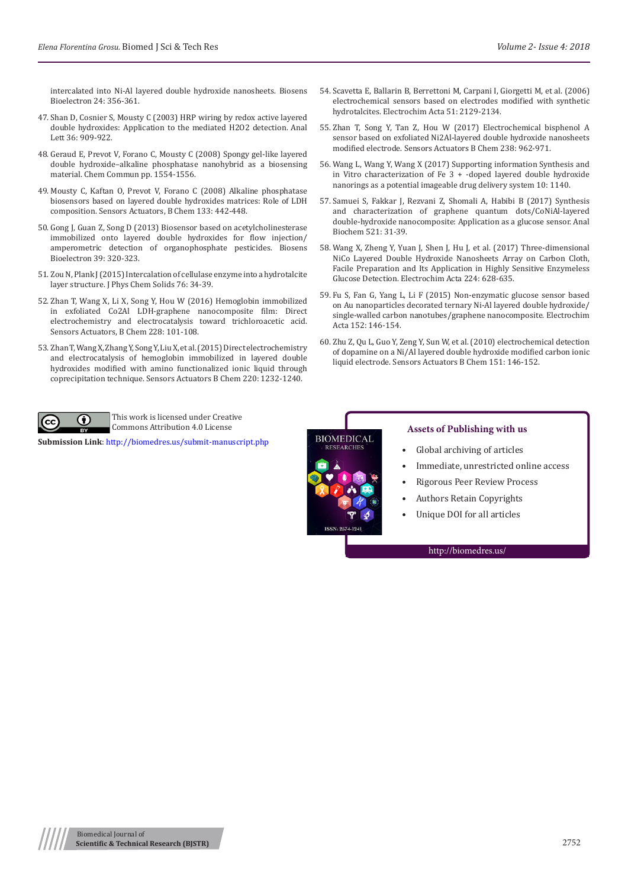intercalated into Ni-Al layered double hydroxide nanosheets. Biosens Bioelectron 24: 356-361.

47. Shan D, Cosnier S, Mousty C (2003) HRP wiring by redox active layered double hydroxides: Application to the mediated H2O2 detection. Anal Lett 36: 909-922.

48. Geraud E, Prevot V, Forano C, Mousty C (2008) Spongy gel-like layered double hydroxide–alkaline phosphatase nanohybrid as a biosensing material. Chem Commun pp. 1554-1556.

49. Mousty C, Kaftan O, Prevot V, Forano C (2008) Alkaline phosphatase biosensors based on layered double hydroxides matrices: Role of LDH composition. Sensors Actuators, B Chem 133: 442-448.

50. Gong J, Guan Z, Song D (2013) Biosensor based on acetylcholinesterase immobilized onto layered double hydroxides for flow injection/amperometric detection of organophosphate pesticides. Biosens Bioelectron 39: 320-323.

51. Zou N, Plank J (2015) Intercalation of cellulase enzyme into a hydrotalcite layer structure. J Phys Chem Solids 76: 34-39.

52. Zhan T, Wang X, Li X, Song Y, Hou W (2016) Hemoglobin immobilized in exfoliated Co2Al LDH-graphene nanocomposite film: Direct electrochemistry and electrocatalysis toward trichloroacetic acid. Sensors Actuators, B Chem 228: 101-108.

53. Zhan T, Wang X, Zhang Y, Song Y, Liu X, et al. (2015) Direct electrochemistry and electrocatalysis of hemoglobin immobilized in layered double hydroxides modified with amino functionalized ionic liquid through coprecipitation technique. Sensors Actuators B Chem 220: 1232-1240.

54. Scavetta E, Ballarin B, Berrettoni M, Carpani I, Giorgetti M, et al. (2006) electrochemical sensors based on electrodes modified with synthetic hydrotalcites. Electrochim Acta 51: 2129-2134.

55. Zhan T, Song Y, Tan Z, Hou W (2017) Electrochemical bisphenol A sensor based on exfoliated Ni2Al-layered double hydroxide nanosheets modified electrode. Sensors Actuators B Chem 238: 962-971.

56. Wang L, Wang Y, Wang X (2017) Supporting information Synthesis and in Vitro characterization of Fe 3 + -doped layered double hydroxide nanorings as a potential imageable drug delivery system 10: 1140.

57. Samuei S, Fakkar J, Rezvani Z, Shomali A, Habibi B (2017) Synthesis and characterization of graphene quantum dots/CoNiAl-layered double-hydroxide nanocomposite: Application as a glucose sensor. Anal Biochem 521: 31-39.

58. Wang X, Zheng Y, Yuan J, Shen J, Hu J, et al. (2017) Three-dimensional NiCo Layered Double Hydroxide Nanosheets Array on Carbon Cloth, Facile Preparation and Its Application in Highly Sensitive Enzymeless Glucose Detection. Electrochim Acta 224: 628-635.

59. Fu S, Fan G, Yang L, Li F (2015) Non-enzymatic glucose sensor based on Au nanoparticles decorated ternary Ni-Al layered double hydroxide/single-walled carbon nanotubes/graphene nanocomposite. Electrochim Acta 152: 146-154.

60. Zhu Z, Qu L, Guo Y, Zeng Y, Sun W, et al. (2010) electrochemical detection of dopamine on a Ni/Al layered double hydroxide modified carbon ionic liquid electrode. Sensors Actuators B Chem 151: 146-152.

This work is licensed under Creative Commons Attribution 4.0 License

**Submission Link**: http://biomedres.us/submit-manuscript.php

### Assets of Publishing with us

- Global archiving of articles
- Immediate, unrestricted online access
- Rigorous Peer Review Process
- Authors Retain Copyrights
- Unique DOI for all articles

http://biomedres.us/